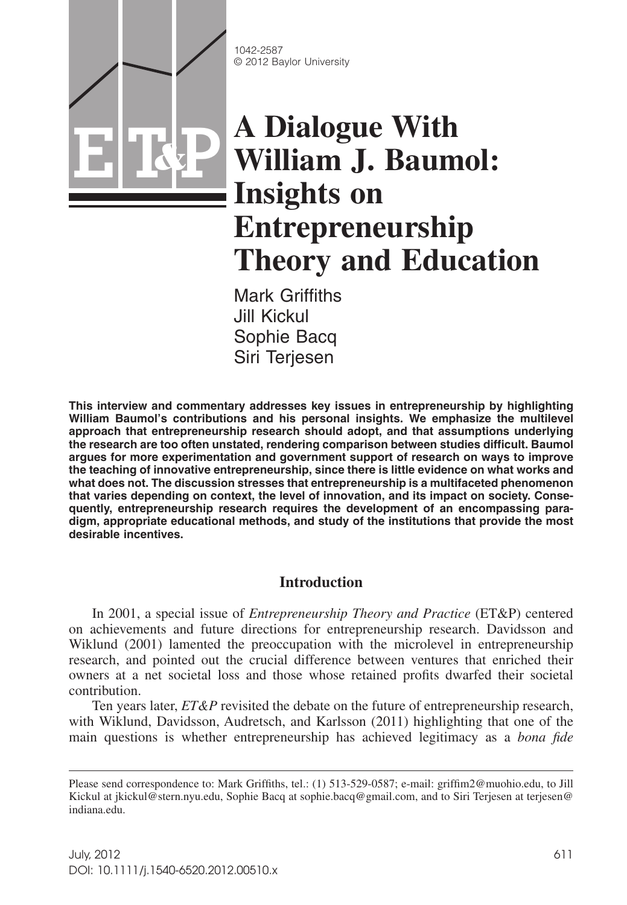1042-2587
© 2012 Baylor University

# A Dialogue With William J. Baumol: Insights on Entrepreneurship Theory and Education

Mark Griffiths
Jill Kickul
Sophie Bacq
Siri Terjesen

**This interview and commentary addresses key issues in entrepreneurship by highlighting William Baumol's contributions and his personal insights. We emphasize the multilevel approach that entrepreneurship research should adopt, and that assumptions underlying the research are too often unstated, rendering comparison between studies difficult. Baumol argues for more experimentation and government support of research on ways to improve the teaching of innovative entrepreneurship, since there is little evidence on what works and what does not. The discussion stresses that entrepreneurship is a multifaceted phenomenon that varies depending on context, the level of innovation, and its impact on society. Consequently, entrepreneurship research requires the development of an encompassing paradigm, appropriate educational methods, and study of the institutions that provide the most desirable incentives.**

## Introduction

In 2001, a special issue of *Entrepreneurship Theory and Practice* (ET&P) centered on achievements and future directions for entrepreneurship research. Davidsson and Wiklund (2001) lamented the preoccupation with the microlevel in entrepreneurship research, and pointed out the crucial difference between ventures that enriched their owners at a net societal loss and those whose retained profits dwarfed their societal contribution.

Ten years later, *ET&P* revisited the debate on the future of entrepreneurship research, with Wiklund, Davidsson, Audretsch, and Karlsson (2011) highlighting that one of the main questions is whether entrepreneurship has achieved legitimacy as a *bona fide*

Please send correspondence to: Mark Griffiths, tel.: (1) 513-529-0587; e-mail: griffim2@muohio.edu, to Jill Kickul at jkickul@stern.nyu.edu, Sophie Bacq at sophie.bacq@gmail.com, and to Siri Terjesen at terjesen@indiana.edu.

July, 2012
DOI: 10.1111/j.1540-6520.2012.00510.x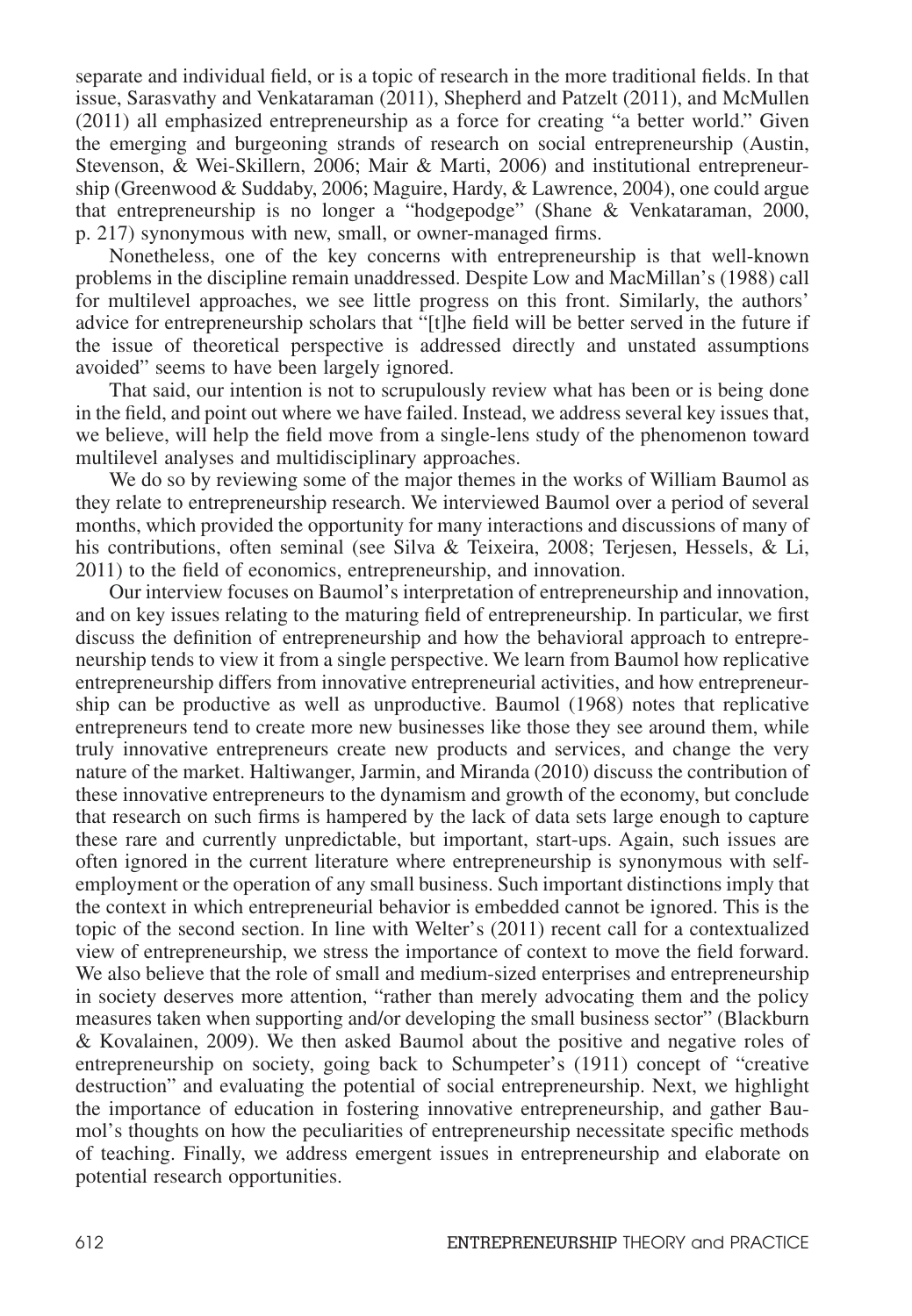separate and individual field, or is a topic of research in the more traditional fields. In that issue, Sarasvathy and Venkataraman (2011), Shepherd and Patzelt (2011), and McMullen (2011) all emphasized entrepreneurship as a force for creating "a better world." Given the emerging and burgeoning strands of research on social entrepreneurship (Austin, Stevenson, & Wei-Skillern, 2006; Mair & Marti, 2006) and institutional entrepreneurship (Greenwood & Suddaby, 2006; Maguire, Hardy, & Lawrence, 2004), one could argue that entrepreneurship is no longer a "hodgepodge" (Shane & Venkataraman, 2000, p. 217) synonymous with new, small, or owner-managed firms.

Nonetheless, one of the key concerns with entrepreneurship is that well-known problems in the discipline remain unaddressed. Despite Low and MacMillan's (1988) call for multilevel approaches, we see little progress on this front. Similarly, the authors' advice for entrepreneurship scholars that "[t]he field will be better served in the future if the issue of theoretical perspective is addressed directly and unstated assumptions avoided" seems to have been largely ignored.

That said, our intention is not to scrupulously review what has been or is being done in the field, and point out where we have failed. Instead, we address several key issues that, we believe, will help the field move from a single-lens study of the phenomenon toward multilevel analyses and multidisciplinary approaches.

We do so by reviewing some of the major themes in the works of William Baumol as they relate to entrepreneurship research. We interviewed Baumol over a period of several months, which provided the opportunity for many interactions and discussions of many of his contributions, often seminal (see Silva & Teixeira, 2008; Terjesen, Hessels, & Li, 2011) to the field of economics, entrepreneurship, and innovation.

Our interview focuses on Baumol's interpretation of entrepreneurship and innovation, and on key issues relating to the maturing field of entrepreneurship. In particular, we first discuss the definition of entrepreneurship and how the behavioral approach to entrepreneurship tends to view it from a single perspective. We learn from Baumol how replicative entrepreneurship differs from innovative entrepreneurial activities, and how entrepreneurship can be productive as well as unproductive. Baumol (1968) notes that replicative entrepreneurs tend to create more new businesses like those they see around them, while truly innovative entrepreneurs create new products and services, and change the very nature of the market. Haltiwanger, Jarmin, and Miranda (2010) discuss the contribution of these innovative entrepreneurs to the dynamism and growth of the economy, but conclude that research on such firms is hampered by the lack of data sets large enough to capture these rare and currently unpredictable, but important, start-ups. Again, such issues are often ignored in the current literature where entrepreneurship is synonymous with self-employment or the operation of any small business. Such important distinctions imply that the context in which entrepreneurial behavior is embedded cannot be ignored. This is the topic of the second section. In line with Welter's (2011) recent call for a contextualized view of entrepreneurship, we stress the importance of context to move the field forward. We also believe that the role of small and medium-sized enterprises and entrepreneurship in society deserves more attention, "rather than merely advocating them and the policy measures taken when supporting and/or developing the small business sector" (Blackburn & Kovalainen, 2009). We then asked Baumol about the positive and negative roles of entrepreneurship on society, going back to Schumpeter's (1911) concept of "creative destruction" and evaluating the potential of social entrepreneurship. Next, we highlight the importance of education in fostering innovative entrepreneurship, and gather Baumol's thoughts on how the peculiarities of entrepreneurship necessitate specific methods of teaching. Finally, we address emergent issues in entrepreneurship and elaborate on potential research opportunities.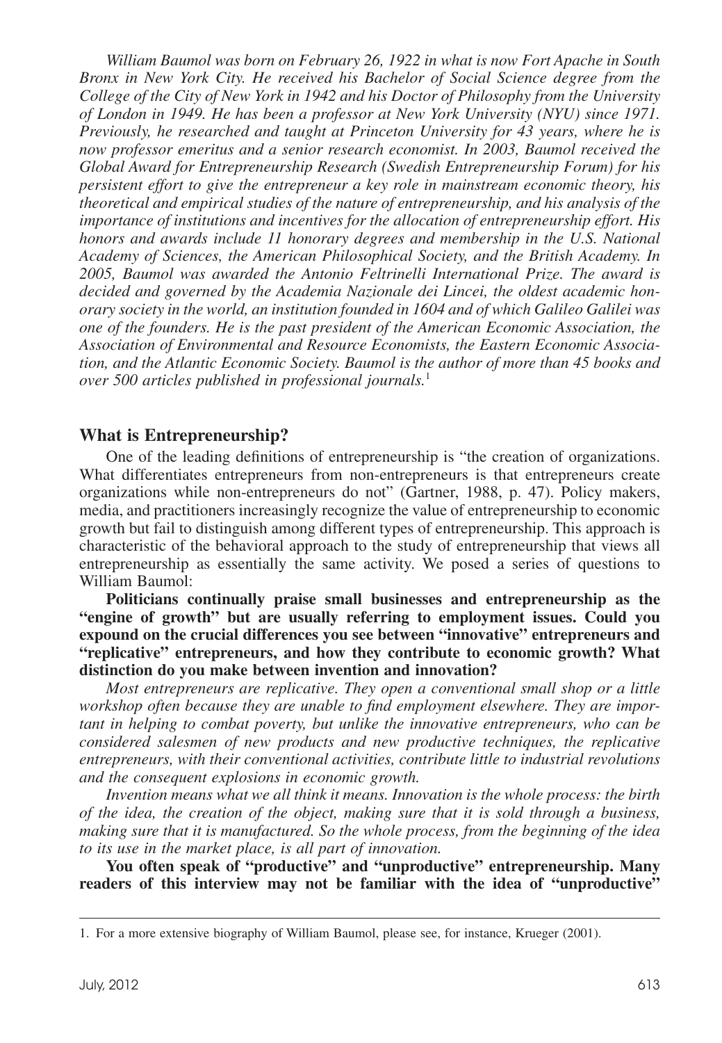*William Baumol was born on February 26, 1922 in what is now Fort Apache in South Bronx in New York City. He received his Bachelor of Social Science degree from the College of the City of New York in 1942 and his Doctor of Philosophy from the University of London in 1949. He has been a professor at New York University (NYU) since 1971. Previously, he researched and taught at Princeton University for 43 years, where he is now professor emeritus and a senior research economist. In 2003, Baumol received the Global Award for Entrepreneurship Research (Swedish Entrepreneurship Forum) for his persistent effort to give the entrepreneur a key role in mainstream economic theory, his theoretical and empirical studies of the nature of entrepreneurship, and his analysis of the importance of institutions and incentives for the allocation of entrepreneurship effort. His honors and awards include 11 honorary degrees and membership in the U.S. National Academy of Sciences, the American Philosophical Society, and the British Academy. In 2005, Baumol was awarded the Antonio Feltrinelli International Prize. The award is decided and governed by the Academia Nazionale dei Lincei, the oldest academic honorary society in the world, an institution founded in 1604 and of which Galileo Galilei was one of the founders. He is the past president of the American Economic Association, the Association of Environmental and Resource Economists, the Eastern Economic Association, and the Atlantic Economic Society. Baumol is the author of more than 45 books and over 500 articles published in professional journals.*[1]

## What is Entrepreneurship?

One of the leading definitions of entrepreneurship is "the creation of organizations. What differentiates entrepreneurs from non-entrepreneurs is that entrepreneurs create organizations while non-entrepreneurs do not" (Gartner, 1988, p. 47). Policy makers, media, and practitioners increasingly recognize the value of entrepreneurship to economic growth but fail to distinguish among different types of entrepreneurship. This approach is characteristic of the behavioral approach to the study of entrepreneurship that views all entrepreneurship as essentially the same activity. We posed a series of questions to William Baumol:

**Politicians continually praise small businesses and entrepreneurship as the "engine of growth" but are usually referring to employment issues. Could you expound on the crucial differences you see between "innovative" entrepreneurs and "replicative" entrepreneurs, and how they contribute to economic growth? What distinction do you make between invention and innovation?**

*Most entrepreneurs are replicative. They open a conventional small shop or a little workshop often because they are unable to find employment elsewhere. They are important in helping to combat poverty, but unlike the innovative entrepreneurs, who can be considered salesmen of new products and new productive techniques, the replicative entrepreneurs, with their conventional activities, contribute little to industrial revolutions and the consequent explosions in economic growth.*

*Invention means what we all think it means. Innovation is the whole process: the birth of the idea, the creation of the object, making sure that it is sold through a business, making sure that it is manufactured. So the whole process, from the beginning of the idea to its use in the market place, is all part of innovation.*

**You often speak of "productive" and "unproductive" entrepreneurship. Many readers of this interview may not be familiar with the idea of "unproductive"**

---

1. For a more extensive biography of William Baumol, please see, for instance, Krueger (2001).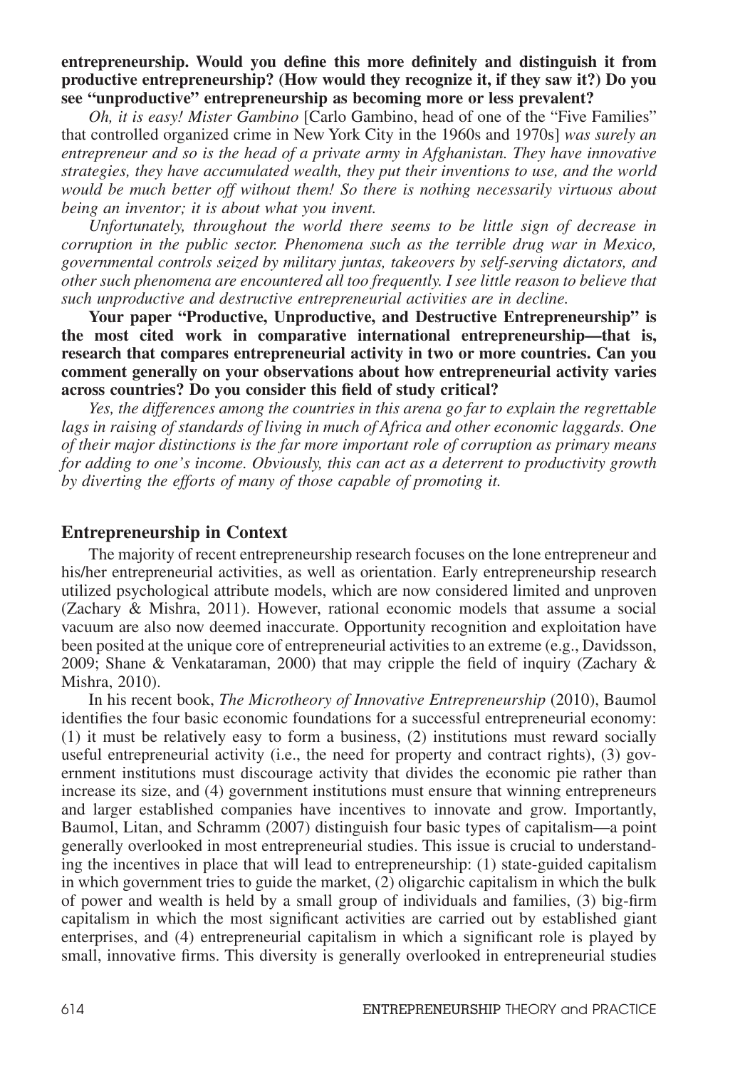**entrepreneurship. Would you define this more definitely and distinguish it from productive entrepreneurship? (How would they recognize it, if they saw it?) Do you see "unproductive" entrepreneurship as becoming more or less prevalent?**

*Oh, it is easy! Mister Gambino* [Carlo Gambino, head of one of the "Five Families" that controlled organized crime in New York City in the 1960s and 1970s] *was surely an entrepreneur and so is the head of a private army in Afghanistan. They have innovative strategies, they have accumulated wealth, they put their inventions to use, and the world would be much better off without them! So there is nothing necessarily virtuous about being an inventor; it is about what you invent.*

*Unfortunately, throughout the world there seems to be little sign of decrease in corruption in the public sector. Phenomena such as the terrible drug war in Mexico, governmental controls seized by military juntas, takeovers by self-serving dictators, and other such phenomena are encountered all too frequently. I see little reason to believe that such unproductive and destructive entrepreneurial activities are in decline.*

**Your paper "Productive, Unproductive, and Destructive Entrepreneurship" is the most cited work in comparative international entrepreneurship—that is, research that compares entrepreneurial activity in two or more countries. Can you comment generally on your observations about how entrepreneurial activity varies across countries? Do you consider this field of study critical?**

*Yes, the differences among the countries in this arena go far to explain the regrettable lags in raising of standards of living in much of Africa and other economic laggards. One of their major distinctions is the far more important role of corruption as primary means for adding to one's income. Obviously, this can act as a deterrent to productivity growth by diverting the efforts of many of those capable of promoting it.*

## Entrepreneurship in Context

The majority of recent entrepreneurship research focuses on the lone entrepreneur and his/her entrepreneurial activities, as well as orientation. Early entrepreneurship research utilized psychological attribute models, which are now considered limited and unproven (Zachary & Mishra, 2011). However, rational economic models that assume a social vacuum are also now deemed inaccurate. Opportunity recognition and exploitation have been posited at the unique core of entrepreneurial activities to an extreme (e.g., Davidsson, 2009; Shane & Venkataraman, 2000) that may cripple the field of inquiry (Zachary & Mishra, 2010).

In his recent book, *The Microtheory of Innovative Entrepreneurship* (2010), Baumol identifies the four basic economic foundations for a successful entrepreneurial economy: (1) it must be relatively easy to form a business, (2) institutions must reward socially useful entrepreneurial activity (i.e., the need for property and contract rights), (3) government institutions must discourage activity that divides the economic pie rather than increase its size, and (4) government institutions must ensure that winning entrepreneurs and larger established companies have incentives to innovate and grow. Importantly, Baumol, Litan, and Schramm (2007) distinguish four basic types of capitalism—a point generally overlooked in most entrepreneurial studies. This issue is crucial to understanding the incentives in place that will lead to entrepreneurship: (1) state-guided capitalism in which government tries to guide the market, (2) oligarchic capitalism in which the bulk of power and wealth is held by a small group of individuals and families, (3) big-firm capitalism in which the most significant activities are carried out by established giant enterprises, and (4) entrepreneurial capitalism in which a significant role is played by small, innovative firms. This diversity is generally overlooked in entrepreneurial studies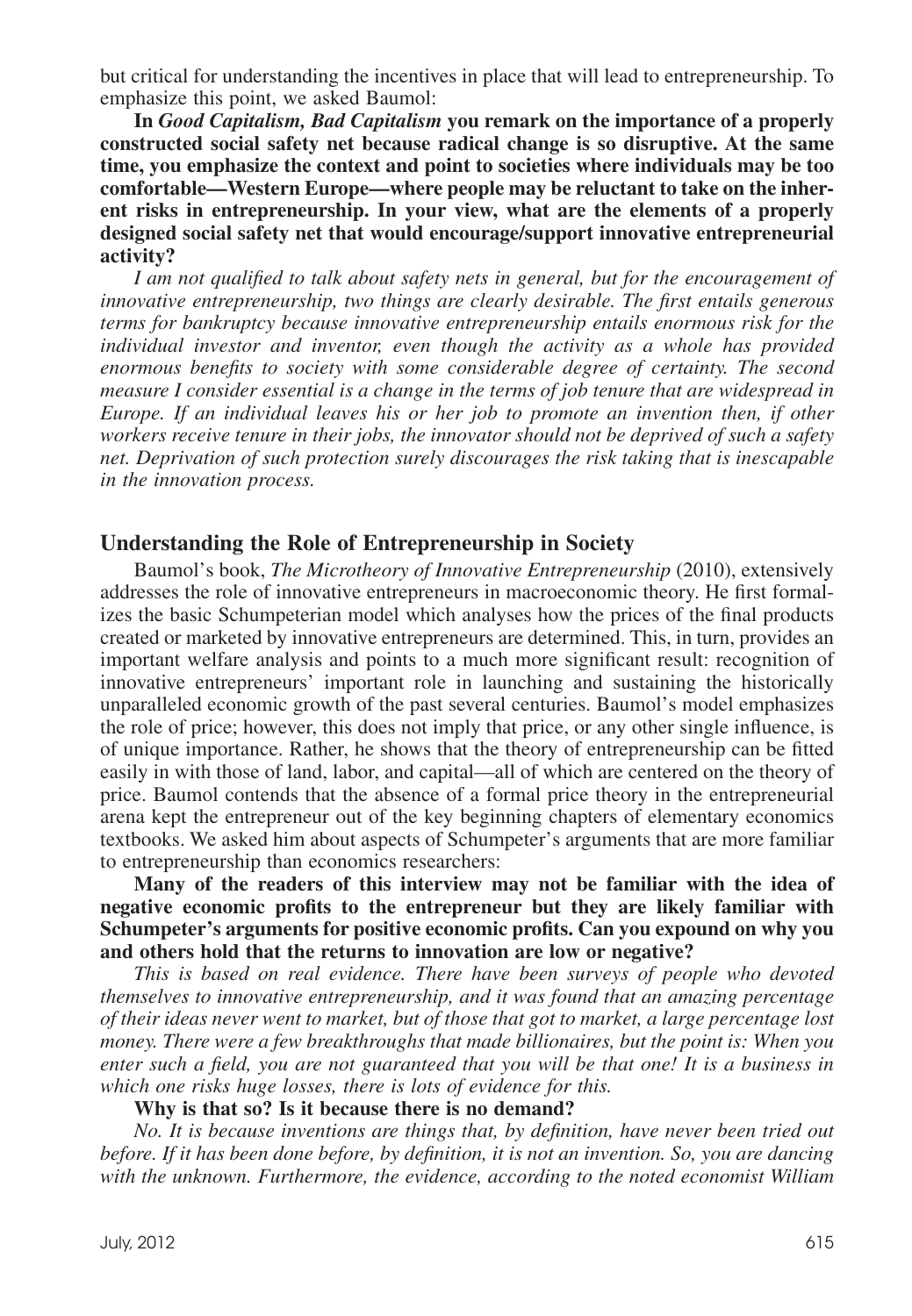but critical for understanding the incentives in place that will lead to entrepreneurship. To emphasize this point, we asked Baumol:

**In *Good Capitalism, Bad Capitalism* you remark on the importance of a properly constructed social safety net because radical change is so disruptive. At the same time, you emphasize the context and point to societies where individuals may be too comfortable—Western Europe—where people may be reluctant to take on the inherent risks in entrepreneurship. In your view, what are the elements of a properly designed social safety net that would encourage/support innovative entrepreneurial activity?**

*I am not qualified to talk about safety nets in general, but for the encouragement of innovative entrepreneurship, two things are clearly desirable. The first entails generous terms for bankruptcy because innovative entrepreneurship entails enormous risk for the individual investor and inventor, even though the activity as a whole has provided enormous benefits to society with some considerable degree of certainty. The second measure I consider essential is a change in the terms of job tenure that are widespread in Europe. If an individual leaves his or her job to promote an invention then, if other workers receive tenure in their jobs, the innovator should not be deprived of such a safety net. Deprivation of such protection surely discourages the risk taking that is inescapable in the innovation process.*

## Understanding the Role of Entrepreneurship in Society

Baumol's book, *The Microtheory of Innovative Entrepreneurship* (2010), extensively addresses the role of innovative entrepreneurs in macroeconomic theory. He first formalizes the basic Schumpeterian model which analyses how the prices of the final products created or marketed by innovative entrepreneurs are determined. This, in turn, provides an important welfare analysis and points to a much more significant result: recognition of innovative entrepreneurs' important role in launching and sustaining the historically unparalleled economic growth of the past several centuries. Baumol's model emphasizes the role of price; however, this does not imply that price, or any other single influence, is of unique importance. Rather, he shows that the theory of entrepreneurship can be fitted easily in with those of land, labor, and capital—all of which are centered on the theory of price. Baumol contends that the absence of a formal price theory in the entrepreneurial arena kept the entrepreneur out of the key beginning chapters of elementary economics textbooks. We asked him about aspects of Schumpeter's arguments that are more familiar to entrepreneurship than economics researchers:

**Many of the readers of this interview may not be familiar with the idea of negative economic profits to the entrepreneur but they are likely familiar with Schumpeter's arguments for positive economic profits. Can you expound on why you and others hold that the returns to innovation are low or negative?**

*This is based on real evidence. There have been surveys of people who devoted themselves to innovative entrepreneurship, and it was found that an amazing percentage of their ideas never went to market, but of those that got to market, a large percentage lost money. There were a few breakthroughs that made billionaires, but the point is: When you enter such a field, you are not guaranteed that you will be that one! It is a business in which one risks huge losses, there is lots of evidence for this.*

**Why is that so? Is it because there is no demand?**

*No. It is because inventions are things that, by definition, have never been tried out before. If it has been done before, by definition, it is not an invention. So, you are dancing with the unknown. Furthermore, the evidence, according to the noted economist William*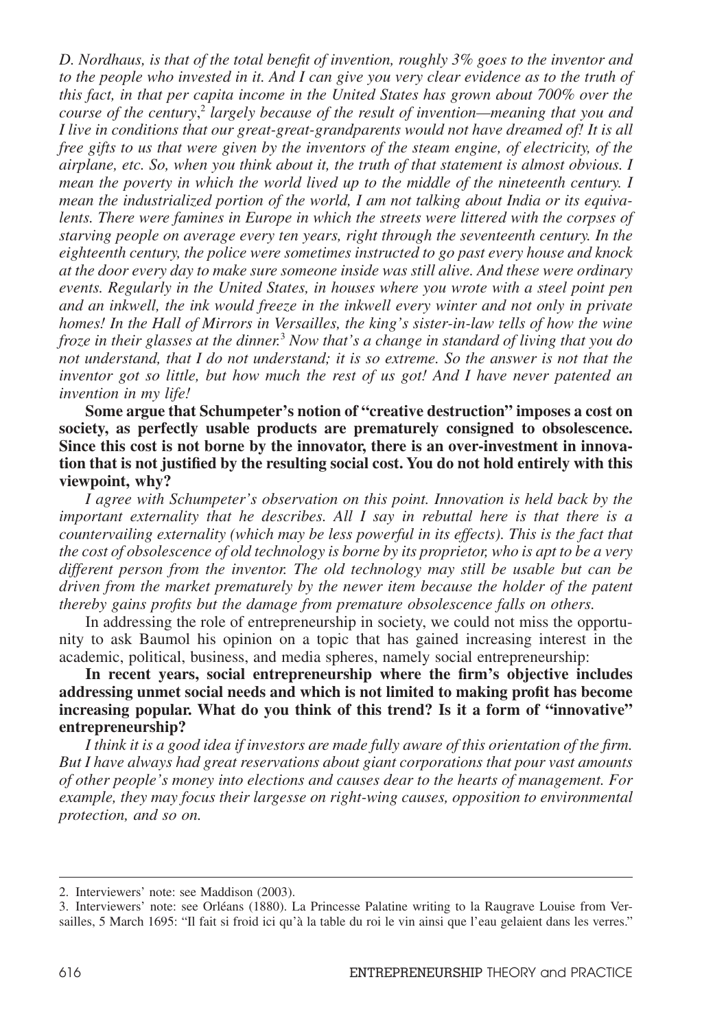*D. Nordhaus, is that of the total benefit of invention, roughly 3% goes to the inventor and to the people who invested in it. And I can give you very clear evidence as to the truth of this fact, in that per capita income in the United States has grown about 700% over the course of the century,*[2] *largely because of the result of invention—meaning that you and I live in conditions that our great-great-grandparents would not have dreamed of! It is all free gifts to us that were given by the inventors of the steam engine, of electricity, of the airplane, etc. So, when you think about it, the truth of that statement is almost obvious. I mean the poverty in which the world lived up to the middle of the nineteenth century. I mean the industrialized portion of the world, I am not talking about India or its equivalents. There were famines in Europe in which the streets were littered with the corpses of starving people on average every ten years, right through the seventeenth century. In the eighteenth century, the police were sometimes instructed to go past every house and knock at the door every day to make sure someone inside was still alive. And these were ordinary events. Regularly in the United States, in houses where you wrote with a steel point pen and an inkwell, the ink would freeze in the inkwell every winter and not only in private homes! In the Hall of Mirrors in Versailles, the king's sister-in-law tells of how the wine froze in their glasses at the dinner.*[3] *Now that's a change in standard of living that you do not understand, that I do not understand; it is so extreme. So the answer is not that the inventor got so little, but how much the rest of us got! And I have never patented an invention in my life!*

**Some argue that Schumpeter's notion of "creative destruction" imposes a cost on society, as perfectly usable products are prematurely consigned to obsolescence. Since this cost is not borne by the innovator, there is an over-investment in innovation that is not justified by the resulting social cost. You do not hold entirely with this viewpoint, why?**

*I agree with Schumpeter's observation on this point. Innovation is held back by the important externality that he describes. All I say in rebuttal here is that there is a countervailing externality (which may be less powerful in its effects). This is the fact that the cost of obsolescence of old technology is borne by its proprietor, who is apt to be a very different person from the inventor. The old technology may still be usable but can be driven from the market prematurely by the newer item because the holder of the patent thereby gains profits but the damage from premature obsolescence falls on others.*

In addressing the role of entrepreneurship in society, we could not miss the opportunity to ask Baumol his opinion on a topic that has gained increasing interest in the academic, political, business, and media spheres, namely social entrepreneurship:

**In recent years, social entrepreneurship where the firm's objective includes addressing unmet social needs and which is not limited to making profit has become increasing popular. What do you think of this trend? Is it a form of "innovative" entrepreneurship?**

*I think it is a good idea if investors are made fully aware of this orientation of the firm. But I have always had great reservations about giant corporations that pour vast amounts of other people's money into elections and causes dear to the hearts of management. For example, they may focus their largesse on right-wing causes, opposition to environmental protection, and so on.*

---

2. Interviewers' note: see Maddison (2003).

3. Interviewers' note: see Orléans (1880). La Princesse Palatine writing to la Raugrave Louise from Versailles, 5 March 1695: "Il fait si froid ici qu'à la table du roi le vin ainsi que l'eau gelaient dans les verres."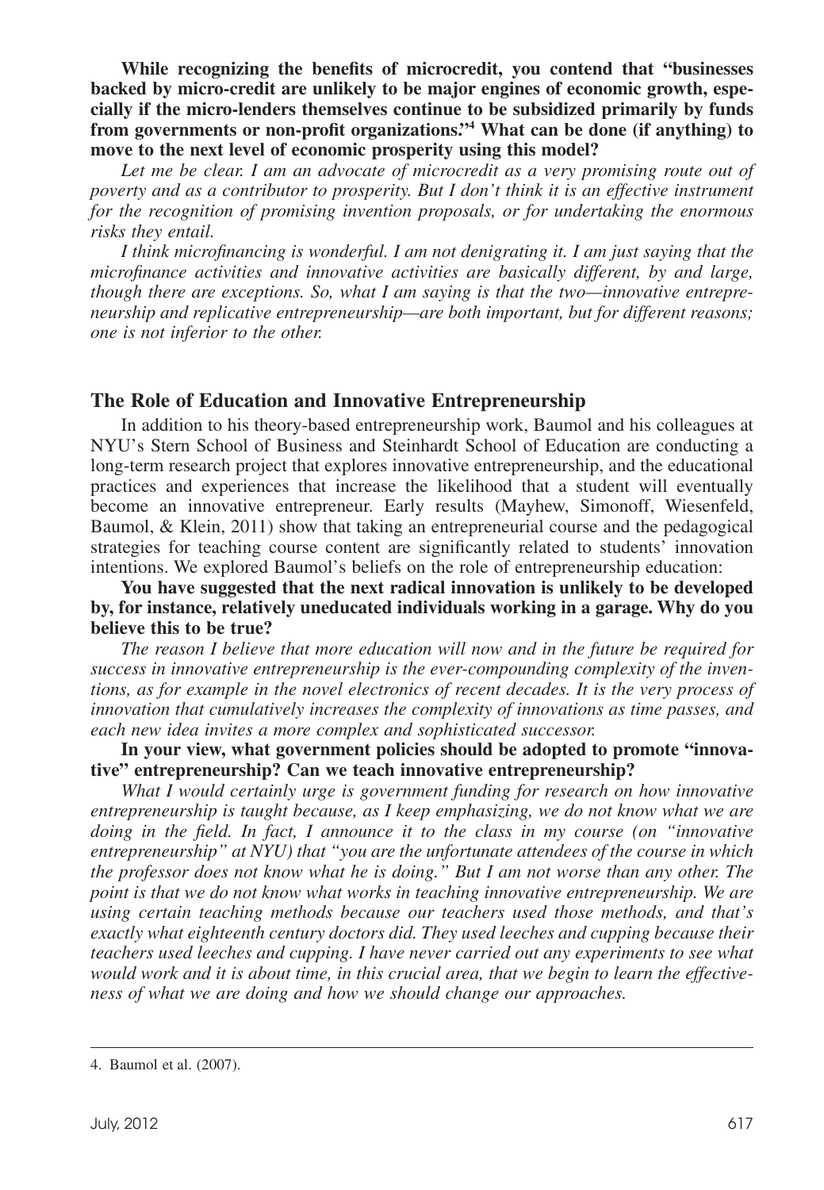**While recognizing the benefits of microcredit, you contend that "businesses backed by micro-credit are unlikely to be major engines of economic growth, especially if the micro-lenders themselves continue to be subsidized primarily by funds from governments or non-profit organizations."[4] What can be done (if anything) to move to the next level of economic prosperity using this model?**

*Let me be clear. I am an advocate of microcredit as a very promising route out of poverty and as a contributor to prosperity. But I don't think it is an effective instrument for the recognition of promising invention proposals, or for undertaking the enormous risks they entail.*

*I think microfinancing is wonderful. I am not denigrating it. I am just saying that the microfinance activities and innovative activities are basically different, by and large, though there are exceptions. So, what I am saying is that the two—innovative entrepreneurship and replicative entrepreneurship—are both important, but for different reasons; one is not inferior to the other.*

## The Role of Education and Innovative Entrepreneurship

In addition to his theory-based entrepreneurship work, Baumol and his colleagues at NYU's Stern School of Business and Steinhardt School of Education are conducting a long-term research project that explores innovative entrepreneurship, and the educational practices and experiences that increase the likelihood that a student will eventually become an innovative entrepreneur. Early results (Mayhew, Simonoff, Wiesenfeld, Baumol, & Klein, 2011) show that taking an entrepreneurial course and the pedagogical strategies for teaching course content are significantly related to students' innovation intentions. We explored Baumol's beliefs on the role of entrepreneurship education:

**You have suggested that the next radical innovation is unlikely to be developed by, for instance, relatively uneducated individuals working in a garage. Why do you believe this to be true?**

*The reason I believe that more education will now and in the future be required for success in innovative entrepreneurship is the ever-compounding complexity of the inventions, as for example in the novel electronics of recent decades. It is the very process of innovation that cumulatively increases the complexity of innovations as time passes, and each new idea invites a more complex and sophisticated successor.*

**In your view, what government policies should be adopted to promote "innovative" entrepreneurship? Can we teach innovative entrepreneurship?**

*What I would certainly urge is government funding for research on how innovative entrepreneurship is taught because, as I keep emphasizing, we do not know what we are doing in the field. In fact, I announce it to the class in my course (on "innovative entrepreneurship" at NYU) that "you are the unfortunate attendees of the course in which the professor does not know what he is doing." But I am not worse than any other. The point is that we do not know what works in teaching innovative entrepreneurship. We are using certain teaching methods because our teachers used those methods, and that's exactly what eighteenth century doctors did. They used leeches and cupping because their teachers used leeches and cupping. I have never carried out any experiments to see what would work and it is about time, in this crucial area, that we begin to learn the effectiveness of what we are doing and how we should change our approaches.*

---

4. Baumol et al. (2007).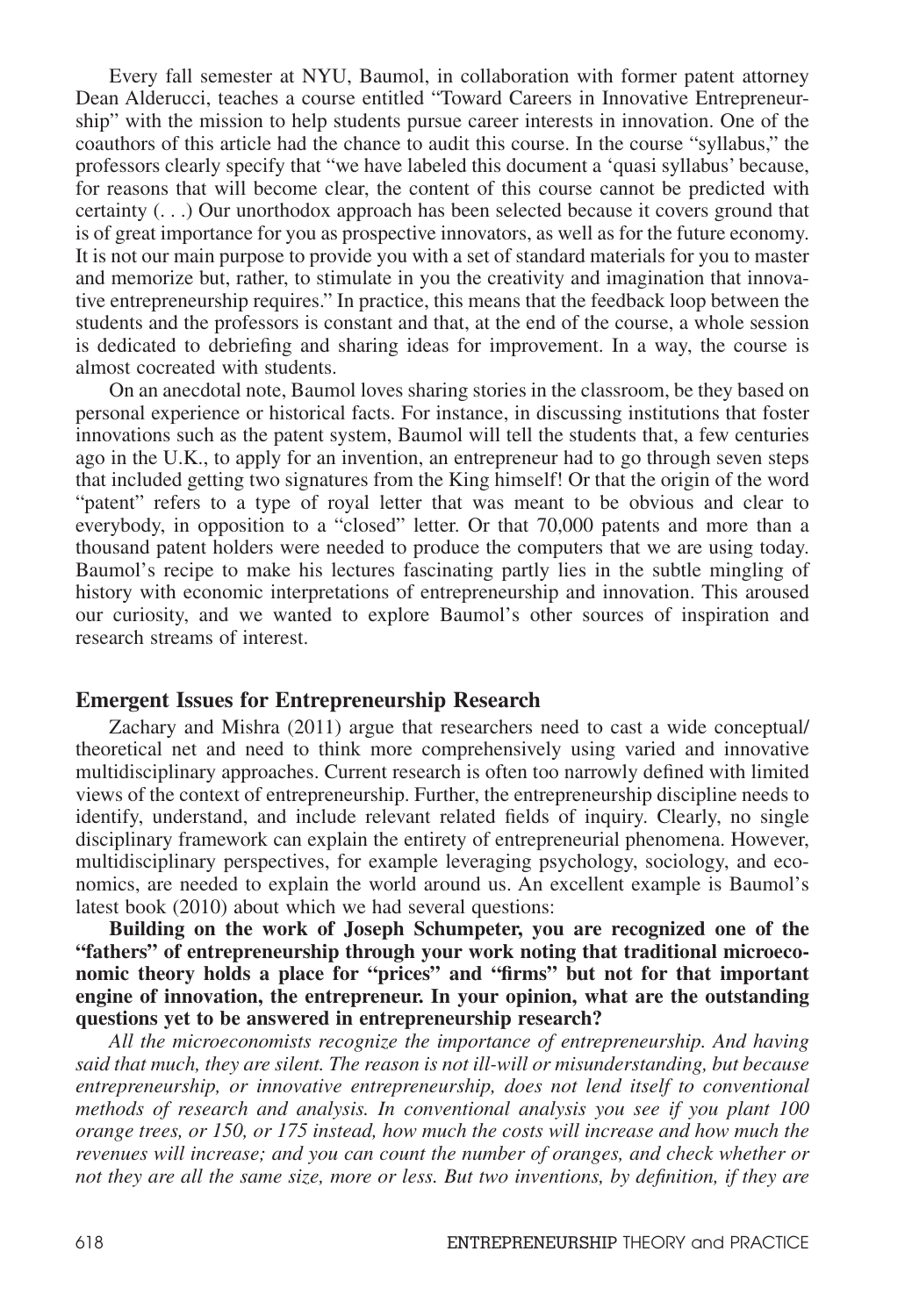Every fall semester at NYU, Baumol, in collaboration with former patent attorney Dean Alderucci, teaches a course entitled "Toward Careers in Innovative Entrepreneurship" with the mission to help students pursue career interests in innovation. One of the coauthors of this article had the chance to audit this course. In the course "syllabus," the professors clearly specify that "we have labeled this document a 'quasi syllabus' because, for reasons that will become clear, the content of this course cannot be predicted with certainty (. . .) Our unorthodox approach has been selected because it covers ground that is of great importance for you as prospective innovators, as well as for the future economy. It is not our main purpose to provide you with a set of standard materials for you to master and memorize but, rather, to stimulate in you the creativity and imagination that innovative entrepreneurship requires." In practice, this means that the feedback loop between the students and the professors is constant and that, at the end of the course, a whole session is dedicated to debriefing and sharing ideas for improvement. In a way, the course is almost cocreated with students.

On an anecdotal note, Baumol loves sharing stories in the classroom, be they based on personal experience or historical facts. For instance, in discussing institutions that foster innovations such as the patent system, Baumol will tell the students that, a few centuries ago in the U.K., to apply for an invention, an entrepreneur had to go through seven steps that included getting two signatures from the King himself! Or that the origin of the word "patent" refers to a type of royal letter that was meant to be obvious and clear to everybody, in opposition to a "closed" letter. Or that 70,000 patents and more than a thousand patent holders were needed to produce the computers that we are using today. Baumol's recipe to make his lectures fascinating partly lies in the subtle mingling of history with economic interpretations of entrepreneurship and innovation. This aroused our curiosity, and we wanted to explore Baumol's other sources of inspiration and research streams of interest.

## Emergent Issues for Entrepreneurship Research

Zachary and Mishra (2011) argue that researchers need to cast a wide conceptual/theoretical net and need to think more comprehensively using varied and innovative multidisciplinary approaches. Current research is often too narrowly defined with limited views of the context of entrepreneurship. Further, the entrepreneurship discipline needs to identify, understand, and include relevant related fields of inquiry. Clearly, no single disciplinary framework can explain the entirety of entrepreneurial phenomena. However, multidisciplinary perspectives, for example leveraging psychology, sociology, and economics, are needed to explain the world around us. An excellent example is Baumol's latest book (2010) about which we had several questions:

**Building on the work of Joseph Schumpeter, you are recognized one of the "fathers" of entrepreneurship through your work noting that traditional microeconomic theory holds a place for "prices" and "firms" but not for that important engine of innovation, the entrepreneur. In your opinion, what are the outstanding questions yet to be answered in entrepreneurship research?**

*All the microeconomists recognize the importance of entrepreneurship. And having said that much, they are silent. The reason is not ill-will or misunderstanding, but because entrepreneurship, or innovative entrepreneurship, does not lend itself to conventional methods of research and analysis. In conventional analysis you see if you plant 100 orange trees, or 150, or 175 instead, how much the costs will increase and how much the revenues will increase; and you can count the number of oranges, and check whether or not they are all the same size, more or less. But two inventions, by definition, if they are*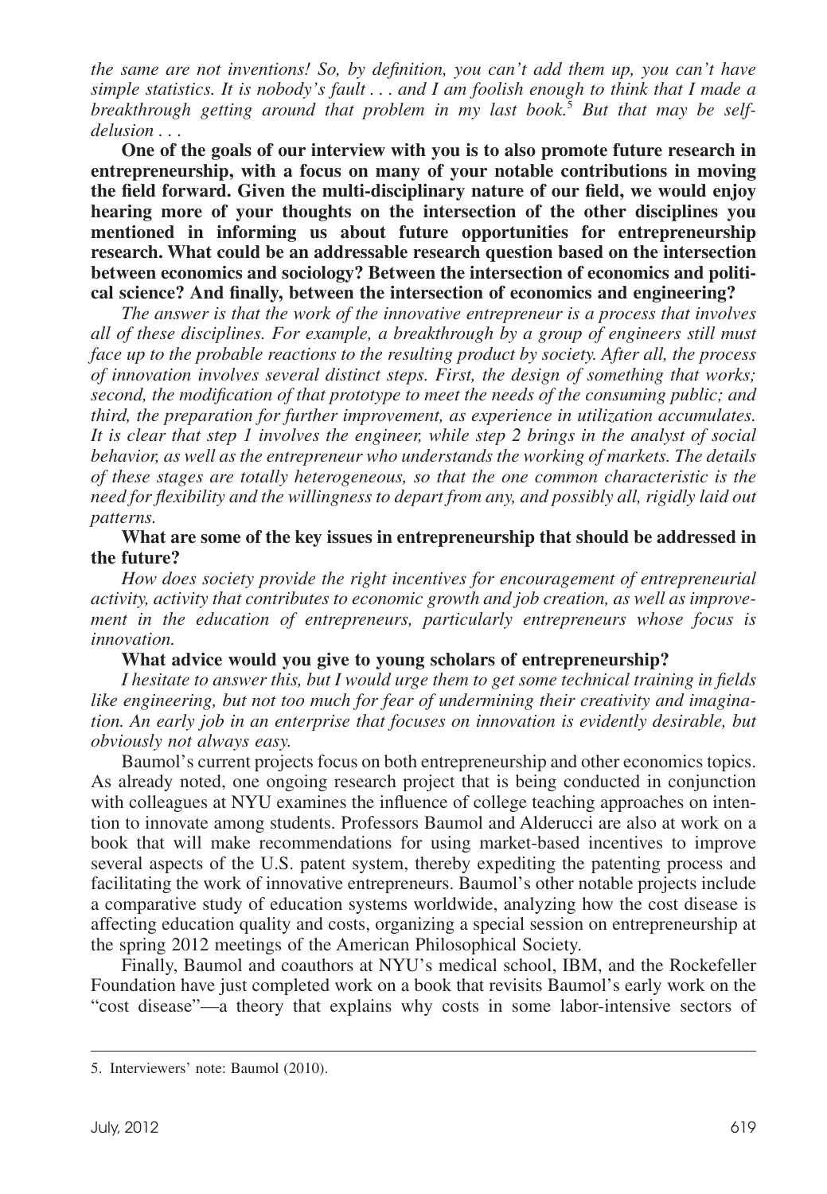*the same are not inventions! So, by definition, you can't add them up, you can't have simple statistics. It is nobody's fault . . . and I am foolish enough to think that I made a breakthrough getting around that problem in my last book.*[5] *But that may be self-delusion . . .*

**One of the goals of our interview with you is to also promote future research in entrepreneurship, with a focus on many of your notable contributions in moving the field forward. Given the multi-disciplinary nature of our field, we would enjoy hearing more of your thoughts on the intersection of the other disciplines you mentioned in informing us about future opportunities for entrepreneurship research. What could be an addressable research question based on the intersection between economics and sociology? Between the intersection of economics and political science? And finally, between the intersection of economics and engineering?**

*The answer is that the work of the innovative entrepreneur is a process that involves all of these disciplines. For example, a breakthrough by a group of engineers still must face up to the probable reactions to the resulting product by society. After all, the process of innovation involves several distinct steps. First, the design of something that works; second, the modification of that prototype to meet the needs of the consuming public; and third, the preparation for further improvement, as experience in utilization accumulates. It is clear that step 1 involves the engineer, while step 2 brings in the analyst of social behavior, as well as the entrepreneur who understands the working of markets. The details of these stages are totally heterogeneous, so that the one common characteristic is the need for flexibility and the willingness to depart from any, and possibly all, rigidly laid out patterns.*

**What are some of the key issues in entrepreneurship that should be addressed in the future?**

*How does society provide the right incentives for encouragement of entrepreneurial activity, activity that contributes to economic growth and job creation, as well as improvement in the education of entrepreneurs, particularly entrepreneurs whose focus is innovation.*

**What advice would you give to young scholars of entrepreneurship?**

*I hesitate to answer this, but I would urge them to get some technical training in fields like engineering, but not too much for fear of undermining their creativity and imagination. An early job in an enterprise that focuses on innovation is evidently desirable, but obviously not always easy.*

Baumol's current projects focus on both entrepreneurship and other economics topics. As already noted, one ongoing research project that is being conducted in conjunction with colleagues at NYU examines the influence of college teaching approaches on intention to innovate among students. Professors Baumol and Alderucci are also at work on a book that will make recommendations for using market-based incentives to improve several aspects of the U.S. patent system, thereby expediting the patenting process and facilitating the work of innovative entrepreneurs. Baumol's other notable projects include a comparative study of education systems worldwide, analyzing how the cost disease is affecting education quality and costs, organizing a special session on entrepreneurship at the spring 2012 meetings of the American Philosophical Society.

Finally, Baumol and coauthors at NYU's medical school, IBM, and the Rockefeller Foundation have just completed work on a book that revisits Baumol's early work on the "cost disease"—a theory that explains why costs in some labor-intensive sectors of

5. Interviewers' note: Baumol (2010).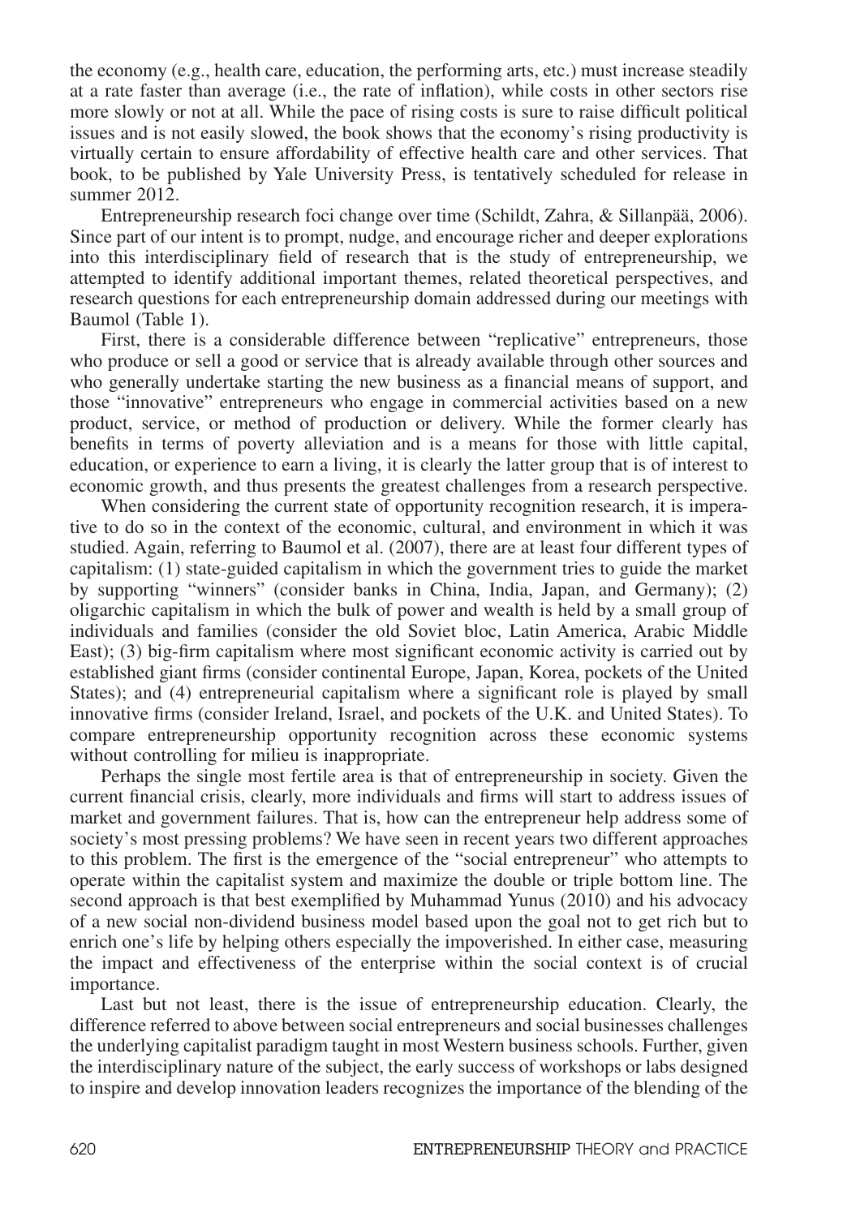the economy (e.g., health care, education, the performing arts, etc.) must increase steadily at a rate faster than average (i.e., the rate of inflation), while costs in other sectors rise more slowly or not at all. While the pace of rising costs is sure to raise difficult political issues and is not easily slowed, the book shows that the economy's rising productivity is virtually certain to ensure affordability of effective health care and other services. That book, to be published by Yale University Press, is tentatively scheduled for release in summer 2012.

Entrepreneurship research foci change over time (Schildt, Zahra, & Sillanpää, 2006). Since part of our intent is to prompt, nudge, and encourage richer and deeper explorations into this interdisciplinary field of research that is the study of entrepreneurship, we attempted to identify additional important themes, related theoretical perspectives, and research questions for each entrepreneurship domain addressed during our meetings with Baumol (Table 1).

First, there is a considerable difference between "replicative" entrepreneurs, those who produce or sell a good or service that is already available through other sources and who generally undertake starting the new business as a financial means of support, and those "innovative" entrepreneurs who engage in commercial activities based on a new product, service, or method of production or delivery. While the former clearly has benefits in terms of poverty alleviation and is a means for those with little capital, education, or experience to earn a living, it is clearly the latter group that is of interest to economic growth, and thus presents the greatest challenges from a research perspective.

When considering the current state of opportunity recognition research, it is imperative to do so in the context of the economic, cultural, and environment in which it was studied. Again, referring to Baumol et al. (2007), there are at least four different types of capitalism: (1) state-guided capitalism in which the government tries to guide the market by supporting "winners" (consider banks in China, India, Japan, and Germany); (2) oligarchic capitalism in which the bulk of power and wealth is held by a small group of individuals and families (consider the old Soviet bloc, Latin America, Arabic Middle East); (3) big-firm capitalism where most significant economic activity is carried out by established giant firms (consider continental Europe, Japan, Korea, pockets of the United States); and (4) entrepreneurial capitalism where a significant role is played by small innovative firms (consider Ireland, Israel, and pockets of the U.K. and United States). To compare entrepreneurship opportunity recognition across these economic systems without controlling for milieu is inappropriate.

Perhaps the single most fertile area is that of entrepreneurship in society. Given the current financial crisis, clearly, more individuals and firms will start to address issues of market and government failures. That is, how can the entrepreneur help address some of society's most pressing problems? We have seen in recent years two different approaches to this problem. The first is the emergence of the "social entrepreneur" who attempts to operate within the capitalist system and maximize the double or triple bottom line. The second approach is that best exemplified by Muhammad Yunus (2010) and his advocacy of a new social non-dividend business model based upon the goal not to get rich but to enrich one's life by helping others especially the impoverished. In either case, measuring the impact and effectiveness of the enterprise within the social context is of crucial importance.

Last but not least, there is the issue of entrepreneurship education. Clearly, the difference referred to above between social entrepreneurs and social businesses challenges the underlying capitalist paradigm taught in most Western business schools. Further, given the interdisciplinary nature of the subject, the early success of workshops or labs designed to inspire and develop innovation leaders recognizes the importance of the blending of the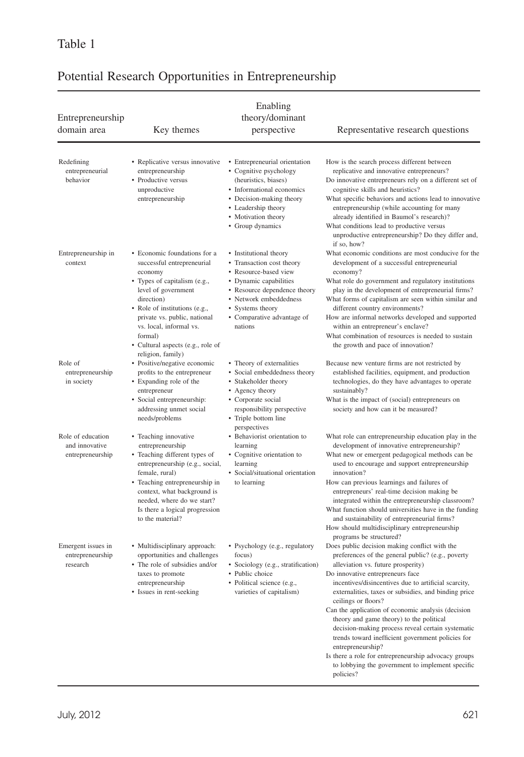Table 1

Potential Research Opportunities in Entrepreneurship

| Entrepreneurship domain area | Key themes | Enabling theory/dominant perspective | Representative research questions |
|---|---|---|---|
| Redefining entrepreneurial behavior | • Replicative versus innovative entrepreneurship<br>• Productive versus unproductive entrepreneurship | • Entrepreneurial orientation<br>• Cognitive psychology (heuristics, biases)<br>• Informational economics<br>• Decision-making theory<br>• Leadership theory<br>• Motivation theory<br>• Group dynamics | How is the search process different between replicative and innovative entrepreneurs?<br>Do innovative entrepreneurs rely on a different set of cognitive skills and heuristics?<br>What specific behaviors and actions lead to innovative entrepreneurship (while accounting for many already identified in Baumol's research)?<br>What conditions lead to productive versus unproductive entrepreneurship? Do they differ and, if so, how? |
| Entrepreneurship in context | • Economic foundations for a successful entrepreneurial economy<br>• Types of capitalism (e.g., level of government direction)<br>• Role of institutions (e.g., private vs. public, national vs. local, informal vs. formal)<br>• Cultural aspects (e.g., role of religion, family) | • Institutional theory<br>• Transaction cost theory<br>• Resource-based view<br>• Dynamic capabilities<br>• Resource dependence theory<br>• Network embeddedness<br>• Systems theory<br>• Comparative advantage of nations | What economic conditions are most conducive for the development of a successful entrepreneurial economy?<br>What role do government and regulatory institutions play in the development of entrepreneurial firms?<br>What forms of capitalism are seen within similar and different country environments?<br>How are informal networks developed and supported within an entrepreneur's enclave?<br>What combination of resources is needed to sustain the growth and pace of innovation? |
| Role of entrepreneurship in society | • Positive/negative economic profits to the entrepreneur<br>• Expanding role of the entrepreneur<br>• Social entrepreneurship: addressing unmet social needs/problems | • Theory of externalities<br>• Social embeddedness theory<br>• Stakeholder theory<br>• Agency theory<br>• Corporate social responsibility perspective<br>• Triple bottom line perspectives | Because new venture firms are not restricted by established facilities, equipment, and production technologies, do they have advantages to operate sustainably?<br>What is the impact of (social) entrepreneurs on society and how can it be measured? |
| Role of education and innovative entrepreneurship | • Teaching innovative entrepreneurship<br>• Teaching different types of entrepreneurship (e.g., social, female, rural)<br>• Teaching entrepreneurship in context, what background is needed, where do we start? Is there a logical progression to the material? | • Behaviorist orientation to learning<br>• Cognitive orientation to learning<br>• Social/situational orientation to learning | What role can entrepreneurship education play in the development of innovative entrepreneurship?<br>What new or emergent pedagogical methods can be used to encourage and support entrepreneurship innovation?<br>How can previous learnings and failures of entrepreneurs' real-time decision making be integrated within the entrepreneurship classroom?<br>What function should universities have in the funding and sustainability of entrepreneurial firms?<br>How should multidisciplinary entrepreneurship programs be structured? |
| Emergent issues in entrepreneurship research | • Multidisciplinary approach: opportunities and challenges<br>• The role of subsidies and/or taxes to promote entrepreneurship<br>• Issues in rent-seeking | • Psychology (e.g., regulatory focus)<br>• Sociology (e.g., stratification)<br>• Public choice<br>• Political science (e.g., varieties of capitalism) | Does public decision making conflict with the preferences of the general public? (e.g., poverty alleviation vs. future prosperity)<br>Do innovative entrepreneurs face incentives/disincentives due to artificial scarcity, externalities, taxes or subsidies, and binding price ceilings or floors?<br>Can the application of economic analysis (decision theory and game theory) to the political decision-making process reveal certain systematic trends toward inefficient government policies for entrepreneurship?<br>Is there a role for entrepreneurship advocacy groups to lobbying the government to implement specific policies? |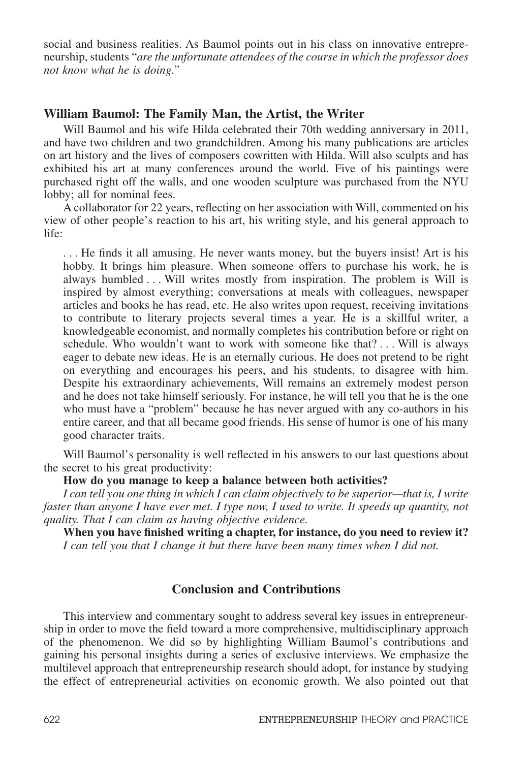social and business realities. As Baumol points out in his class on innovative entrepreneurship, students "*are the unfortunate attendees of the course in which the professor does not know what he is doing*."

## William Baumol: The Family Man, the Artist, the Writer

Will Baumol and his wife Hilda celebrated their 70th wedding anniversary in 2011, and have two children and two grandchildren. Among his many publications are articles on art history and the lives of composers cowritten with Hilda. Will also sculpts and has exhibited his art at many conferences around the world. Five of his paintings were purchased right off the walls, and one wooden sculpture was purchased from the NYU lobby; all for nominal fees.

A collaborator for 22 years, reflecting on her association with Will, commented on his view of other people's reaction to his art, his writing style, and his general approach to life:

> . . . He finds it all amusing. He never wants money, but the buyers insist! Art is his hobby. It brings him pleasure. When someone offers to purchase his work, he is always humbled . . . Will writes mostly from inspiration. The problem is Will is inspired by almost everything; conversations at meals with colleagues, newspaper articles and books he has read, etc. He also writes upon request, receiving invitations to contribute to literary projects several times a year. He is a skillful writer, a knowledgeable economist, and normally completes his contribution before or right on schedule. Who wouldn't want to work with someone like that? . . . Will is always eager to debate new ideas. He is an eternally curious. He does not pretend to be right on everything and encourages his peers, and his students, to disagree with him. Despite his extraordinary achievements, Will remains an extremely modest person and he does not take himself seriously. For instance, he will tell you that he is the one who must have a "problem" because he has never argued with any co-authors in his entire career, and that all became good friends. His sense of humor is one of his many good character traits.

Will Baumol's personality is well reflected in his answers to our last questions about the secret to his great productivity:

**How do you manage to keep a balance between both activities?**

*I can tell you one thing in which I can claim objectively to be superior—that is, I write faster than anyone I have ever met. I type now, I used to write. It speeds up quantity, not quality. That I can claim as having objective evidence.*

**When you have finished writing a chapter, for instance, do you need to review it?**

*I can tell you that I change it but there have been many times when I did not.*

## Conclusion and Contributions

This interview and commentary sought to address several key issues in entrepreneurship in order to move the field toward a more comprehensive, multidisciplinary approach of the phenomenon. We did so by highlighting William Baumol's contributions and gaining his personal insights during a series of exclusive interviews. We emphasize the multilevel approach that entrepreneurship research should adopt, for instance by studying the effect of entrepreneurial activities on economic growth. We also pointed out that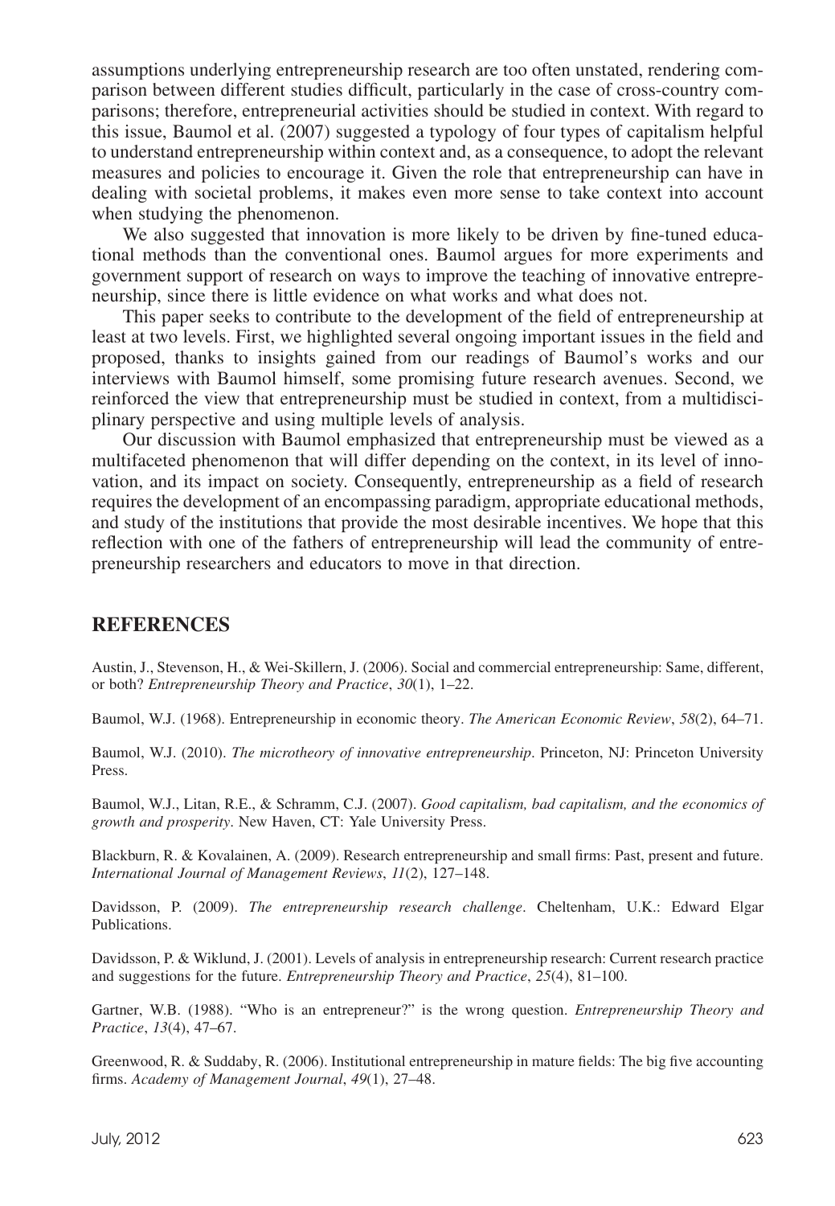assumptions underlying entrepreneurship research are too often unstated, rendering comparison between different studies difficult, particularly in the case of cross-country comparisons; therefore, entrepreneurial activities should be studied in context. With regard to this issue, Baumol et al. (2007) suggested a typology of four types of capitalism helpful to understand entrepreneurship within context and, as a consequence, to adopt the relevant measures and policies to encourage it. Given the role that entrepreneurship can have in dealing with societal problems, it makes even more sense to take context into account when studying the phenomenon.

We also suggested that innovation is more likely to be driven by fine-tuned educational methods than the conventional ones. Baumol argues for more experiments and government support of research on ways to improve the teaching of innovative entrepreneurship, since there is little evidence on what works and what does not.

This paper seeks to contribute to the development of the field of entrepreneurship at least at two levels. First, we highlighted several ongoing important issues in the field and proposed, thanks to insights gained from our readings of Baumol's works and our interviews with Baumol himself, some promising future research avenues. Second, we reinforced the view that entrepreneurship must be studied in context, from a multidisciplinary perspective and using multiple levels of analysis.

Our discussion with Baumol emphasized that entrepreneurship must be viewed as a multifaceted phenomenon that will differ depending on the context, in its level of innovation, and its impact on society. Consequently, entrepreneurship as a field of research requires the development of an encompassing paradigm, appropriate educational methods, and study of the institutions that provide the most desirable incentives. We hope that this reflection with one of the fathers of entrepreneurship will lead the community of entrepreneurship researchers and educators to move in that direction.

## REFERENCES

Austin, J., Stevenson, H., & Wei-Skillern, J. (2006). Social and commercial entrepreneurship: Same, different, or both? *Entrepreneurship Theory and Practice*, *30*(1), 1–22.

Baumol, W.J. (1968). Entrepreneurship in economic theory. *The American Economic Review*, *58*(2), 64–71.

Baumol, W.J. (2010). *The microtheory of innovative entrepreneurship*. Princeton, NJ: Princeton University Press.

Baumol, W.J., Litan, R.E., & Schramm, C.J. (2007). *Good capitalism, bad capitalism, and the economics of growth and prosperity*. New Haven, CT: Yale University Press.

Blackburn, R. & Kovalainen, A. (2009). Research entrepreneurship and small firms: Past, present and future. *International Journal of Management Reviews*, *11*(2), 127–148.

Davidsson, P. (2009). *The entrepreneurship research challenge*. Cheltenham, U.K.: Edward Elgar Publications.

Davidsson, P. & Wiklund, J. (2001). Levels of analysis in entrepreneurship research: Current research practice and suggestions for the future. *Entrepreneurship Theory and Practice*, *25*(4), 81–100.

Gartner, W.B. (1988). "Who is an entrepreneur?" is the wrong question. *Entrepreneurship Theory and Practice*, *13*(4), 47–67.

Greenwood, R. & Suddaby, R. (2006). Institutional entrepreneurship in mature fields: The big five accounting firms. *Academy of Management Journal*, *49*(1), 27–48.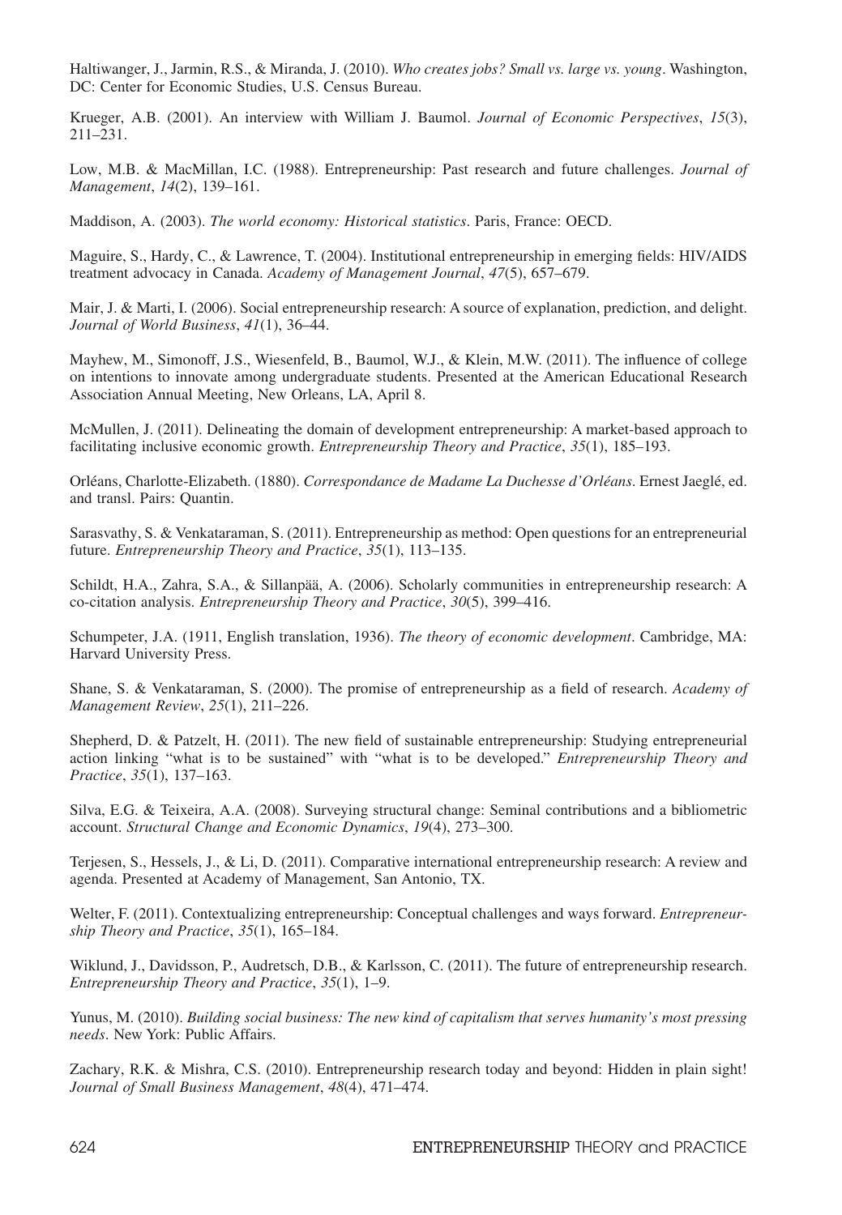Haltiwanger, J., Jarmin, R.S., & Miranda, J. (2010). *Who creates jobs? Small vs. large vs. young*. Washington, DC: Center for Economic Studies, U.S. Census Bureau.

Krueger, A.B. (2001). An interview with William J. Baumol. *Journal of Economic Perspectives*, *15*(3), 211–231.

Low, M.B. & MacMillan, I.C. (1988). Entrepreneurship: Past research and future challenges. *Journal of Management*, *14*(2), 139–161.

Maddison, A. (2003). *The world economy: Historical statistics*. Paris, France: OECD.

Maguire, S., Hardy, C., & Lawrence, T. (2004). Institutional entrepreneurship in emerging fields: HIV/AIDS treatment advocacy in Canada. *Academy of Management Journal*, *47*(5), 657–679.

Mair, J. & Marti, I. (2006). Social entrepreneurship research: A source of explanation, prediction, and delight. *Journal of World Business*, *41*(1), 36–44.

Mayhew, M., Simonoff, J.S., Wiesenfeld, B., Baumol, W.J., & Klein, M.W. (2011). The influence of college on intentions to innovate among undergraduate students. Presented at the American Educational Research Association Annual Meeting, New Orleans, LA, April 8.

McMullen, J. (2011). Delineating the domain of development entrepreneurship: A market-based approach to facilitating inclusive economic growth. *Entrepreneurship Theory and Practice*, *35*(1), 185–193.

Orléans, Charlotte-Elizabeth. (1880). *Correspondance de Madame La Duchesse d'Orléans*. Ernest Jaeglé, ed. and transl. Pairs: Quantin.

Sarasvathy, S. & Venkataraman, S. (2011). Entrepreneurship as method: Open questions for an entrepreneurial future. *Entrepreneurship Theory and Practice*, *35*(1), 113–135.

Schildt, H.A., Zahra, S.A., & Sillanpää, A. (2006). Scholarly communities in entrepreneurship research: A co-citation analysis. *Entrepreneurship Theory and Practice*, *30*(5), 399–416.

Schumpeter, J.A. (1911, English translation, 1936). *The theory of economic development*. Cambridge, MA: Harvard University Press.

Shane, S. & Venkataraman, S. (2000). The promise of entrepreneurship as a field of research. *Academy of Management Review*, *25*(1), 211–226.

Shepherd, D. & Patzelt, H. (2011). The new field of sustainable entrepreneurship: Studying entrepreneurial action linking "what is to be sustained" with "what is to be developed." *Entrepreneurship Theory and Practice*, *35*(1), 137–163.

Silva, E.G. & Teixeira, A.A. (2008). Surveying structural change: Seminal contributions and a bibliometric account. *Structural Change and Economic Dynamics*, *19*(4), 273–300.

Terjesen, S., Hessels, J., & Li, D. (2011). Comparative international entrepreneurship research: A review and agenda. Presented at Academy of Management, San Antonio, TX.

Welter, F. (2011). Contextualizing entrepreneurship: Conceptual challenges and ways forward. *Entrepreneurship Theory and Practice*, *35*(1), 165–184.

Wiklund, J., Davidsson, P., Audretsch, D.B., & Karlsson, C. (2011). The future of entrepreneurship research. *Entrepreneurship Theory and Practice*, *35*(1), 1–9.

Yunus, M. (2010). *Building social business: The new kind of capitalism that serves humanity's most pressing needs*. New York: Public Affairs.

Zachary, R.K. & Mishra, C.S. (2010). Entrepreneurship research today and beyond: Hidden in plain sight! *Journal of Small Business Management*, *48*(4), 471–474.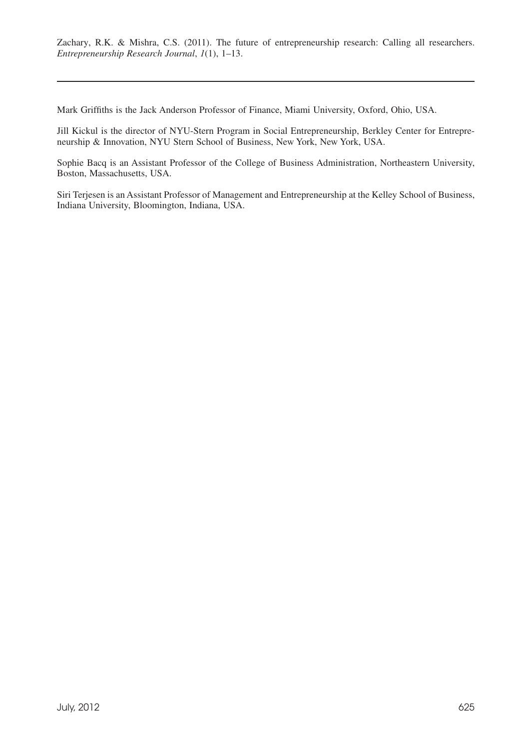Zachary, R.K. & Mishra, C.S. (2011). The future of entrepreneurship research: Calling all researchers. *Entrepreneurship Research Journal*, *1*(1), 1–13.

---

Mark Griffiths is the Jack Anderson Professor of Finance, Miami University, Oxford, Ohio, USA.

Jill Kickul is the director of NYU-Stern Program in Social Entrepreneurship, Berkley Center for Entrepreneurship & Innovation, NYU Stern School of Business, New York, New York, USA.

Sophie Bacq is an Assistant Professor of the College of Business Administration, Northeastern University, Boston, Massachusetts, USA.

Siri Terjesen is an Assistant Professor of Management and Entrepreneurship at the Kelley School of Business, Indiana University, Bloomington, Indiana, USA.